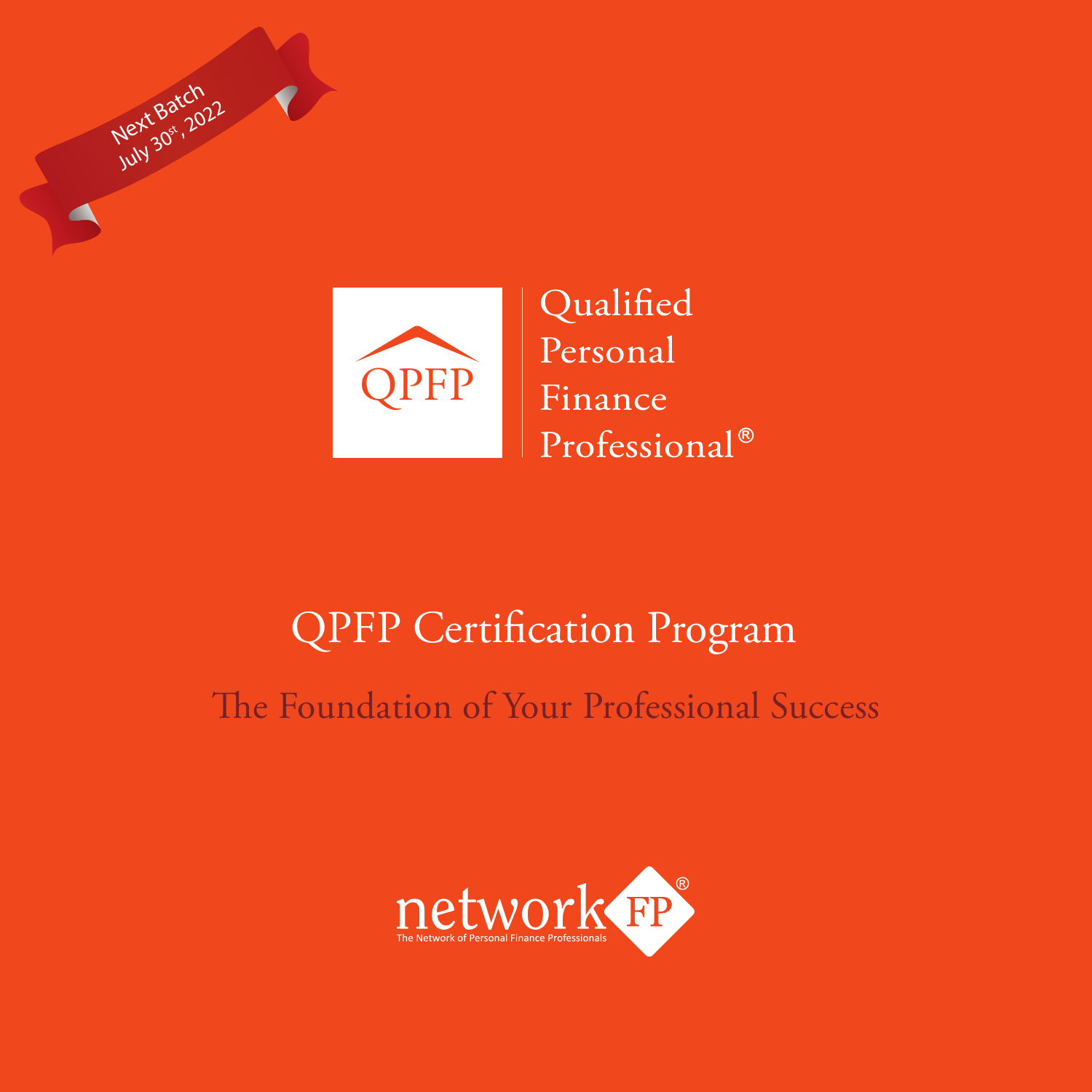Next Batch
July 30st, 2022

QPFP

Qualified
Personal
Finance
Professional®

# QPFP Certification Program

## The Foundation of Your Professional Success

networkFP®

The Network of Personal Finance Professionals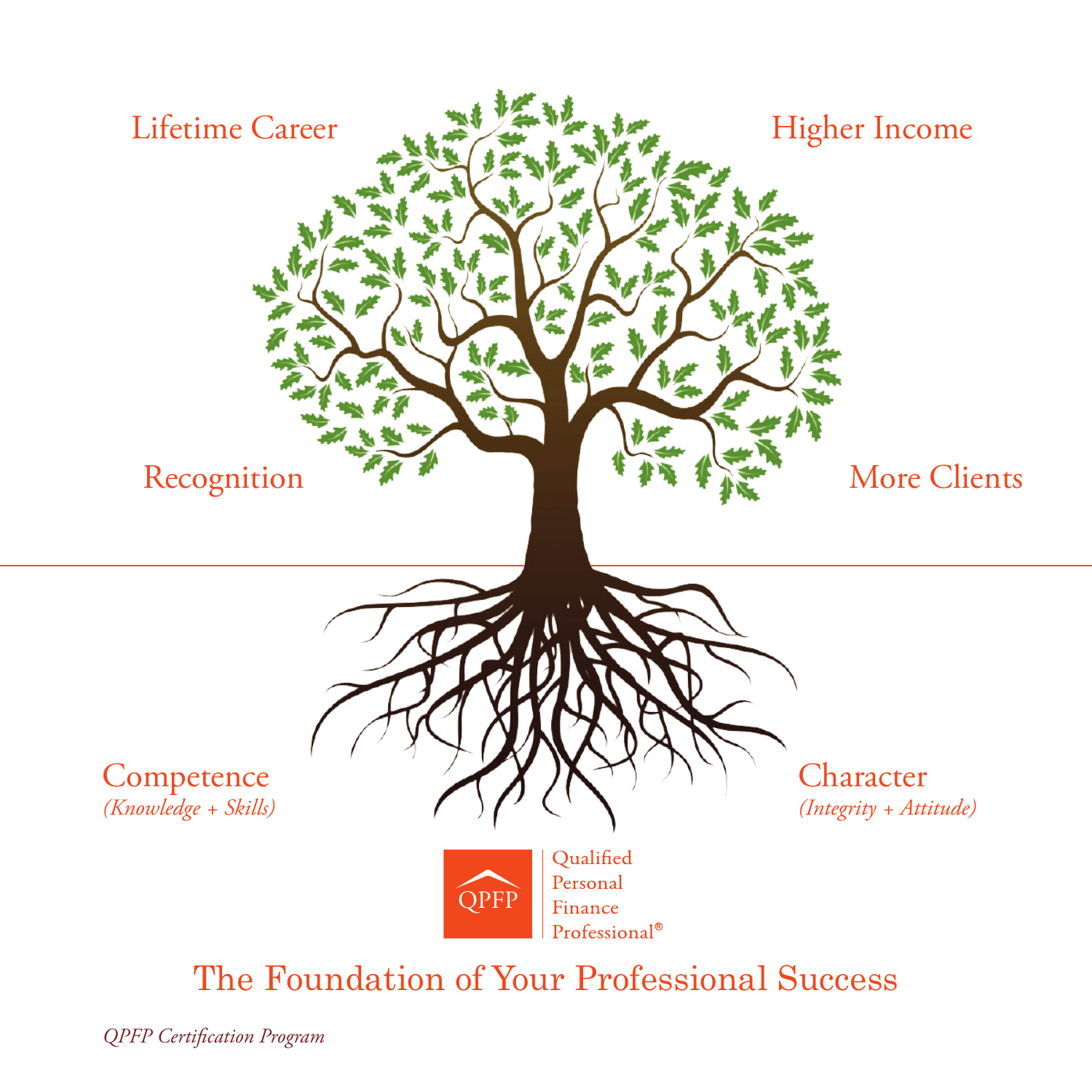Lifetime Career

Higher Income

Recognition

More Clients

Competence
*(Knowledge + Skills)*

Character
*(Integrity + Attitude)*

QPFP

Qualified
Personal
Finance
Professional®

## The Foundation of Your Professional Success

*QPFP Certification Program*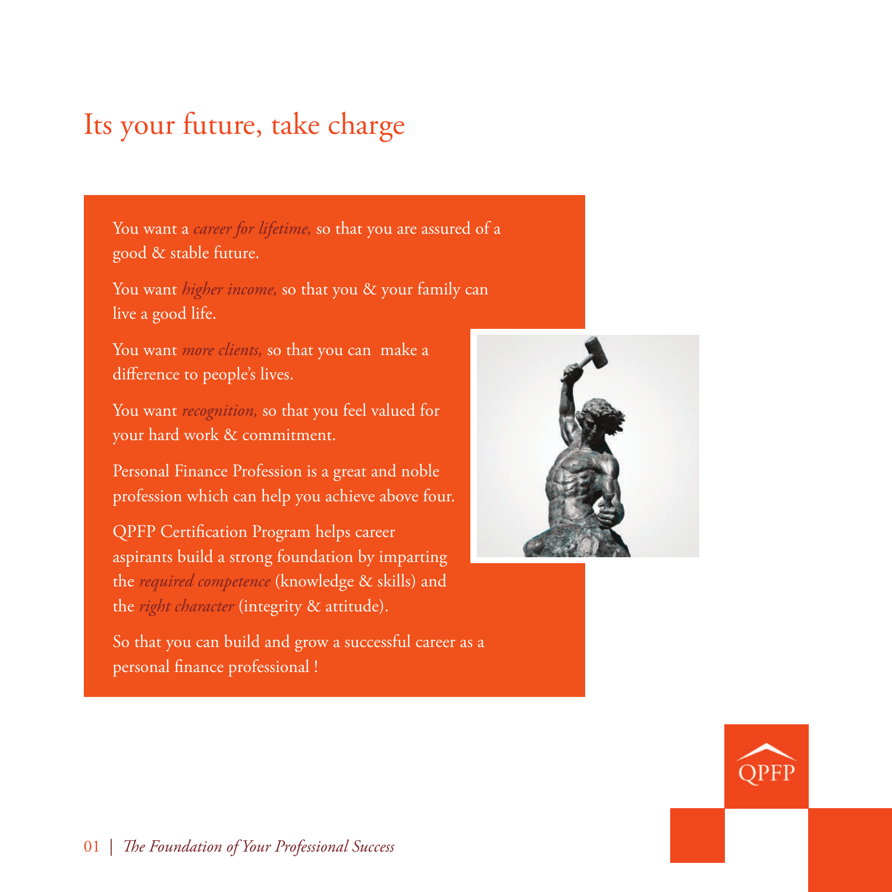# Its your future, take charge

You want a *career for lifetime,* so that you are assured of a good & stable future.

You want *higher income,* so that you & your family can live a good life.

You want *more clients,* so that you can make a difference to people's lives.

You want *recognition,* so that you feel valued for your hard work & commitment.

Personal Finance Profession is a great and noble profession which can help you achieve above four.

QPFP Certification Program helps career aspirants build a strong foundation by imparting the *required competence* (knowledge & skills) and the *right character* (integrity & attitude).

So that you can build and grow a successful career as a personal finance professional !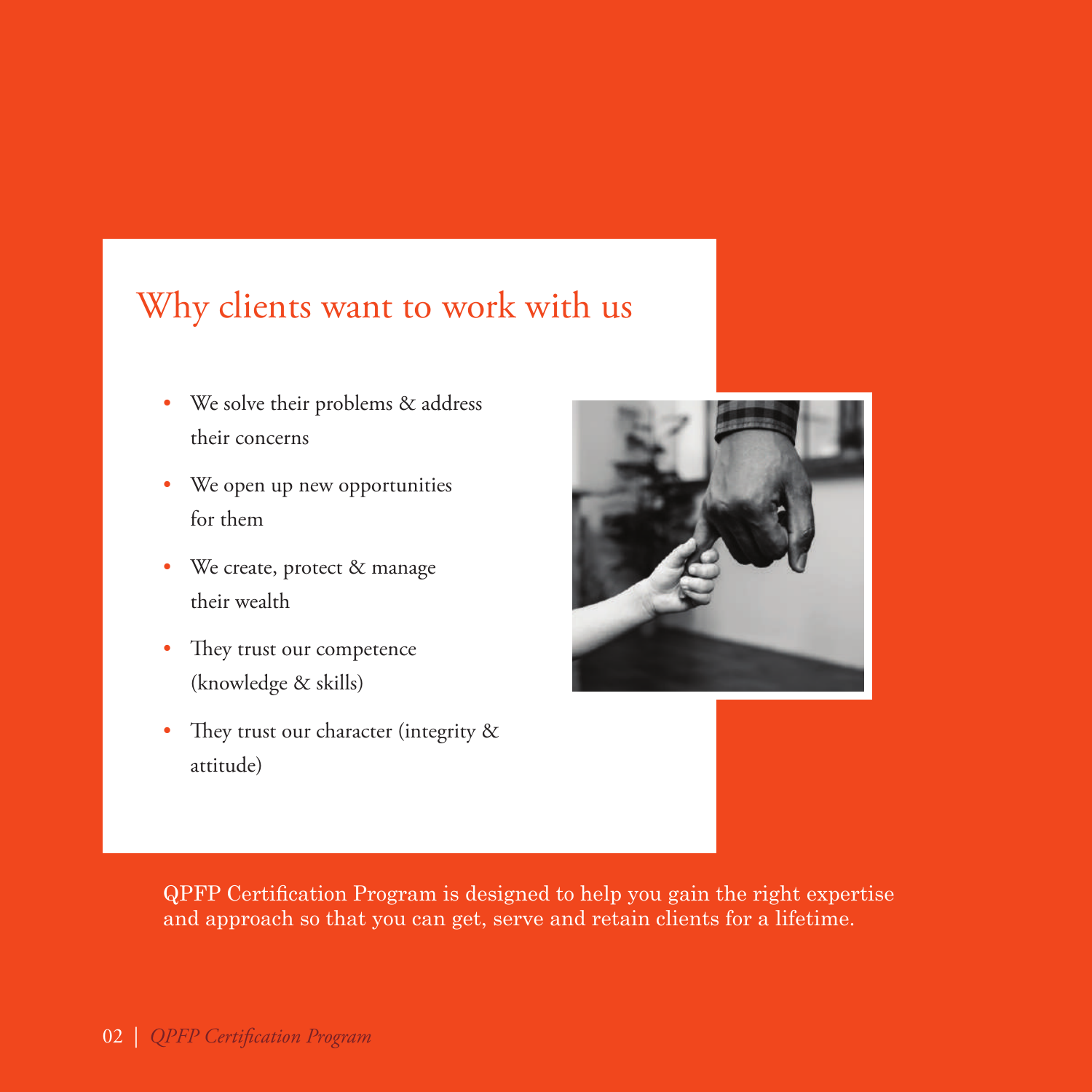## Why clients want to work with us

- We solve their problems & address their concerns
- We open up new opportunities for them
- We create, protect & manage their wealth
- They trust our competence (knowledge & skills)
- They trust our character (integrity & attitude)

QPFP Certification Program is designed to help you gain the right expertise and approach so that you can get, serve and retain clients for a lifetime.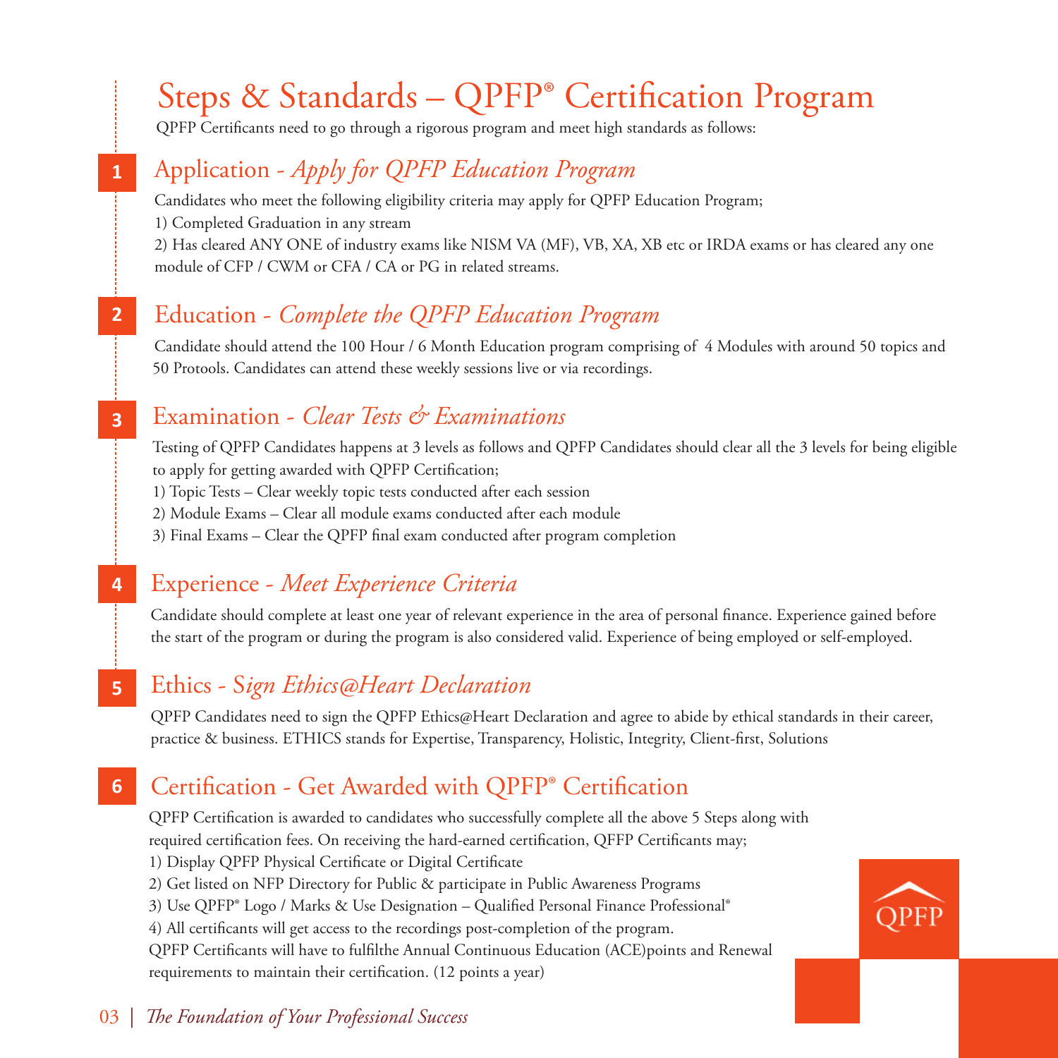# Steps & Standards – QPFP® Certification Program

QPFP Certificants need to go through a rigorous program and meet high standards as follows:

## 1 Application - *Apply for QPFP Education Program*

Candidates who meet the following eligibility criteria may apply for QPFP Education Program;

1) Completed Graduation in any stream

2) Has cleared ANY ONE of industry exams like NISM VA (MF), VB, XA, XB etc or IRDA exams or has cleared any one module of CFP / CWM or CFA / CA or PG in related streams.

## 2 Education - *Complete the QPFP Education Program*

Candidate should attend the 100 Hour / 6 Month Education program comprising of 4 Modules with around 50 topics and 50 Protools. Candidates can attend these weekly sessions live or via recordings.

## 3 Examination - *Clear Tests & Examinations*

Testing of QPFP Candidates happens at 3 levels as follows and QPFP Candidates should clear all the 3 levels for being eligible to apply for getting awarded with QPFP Certification;

1) Topic Tests – Clear weekly topic tests conducted after each session

2) Module Exams – Clear all module exams conducted after each module

3) Final Exams – Clear the QPFP final exam conducted after program completion

## 4 Experience - *Meet Experience Criteria*

Candidate should complete at least one year of relevant experience in the area of personal finance. Experience gained before the start of the program or during the program is also considered valid. Experience of being employed or self-employed.

## 5 Ethics - *Sign Ethics@Heart Declaration*

QPFP Candidates need to sign the QPFP Ethics@Heart Declaration and agree to abide by ethical standards in their career, practice & business. ETHICS stands for Expertise, Transparency, Holistic, Integrity, Client-first, Solutions

## 6 Certification - Get Awarded with QPFP® Certification

QPFP Certification is awarded to candidates who successfully complete all the above 5 Steps along with required certification fees. On receiving the hard-earned certification, QFFP Certificants may;

1) Display QPFP Physical Certificate or Digital Certificate

2) Get listed on NFP Directory for Public & participate in Public Awareness Programs

3) Use QPFP® Logo / Marks & Use Designation – Qualified Personal Finance Professional®

4) All certificants will get access to the recordings post-completion of the program.

QPFP Certificants will have to fulfilthe Annual Continuous Education (ACE)points and Renewal requirements to maintain their certification. (12 points a year)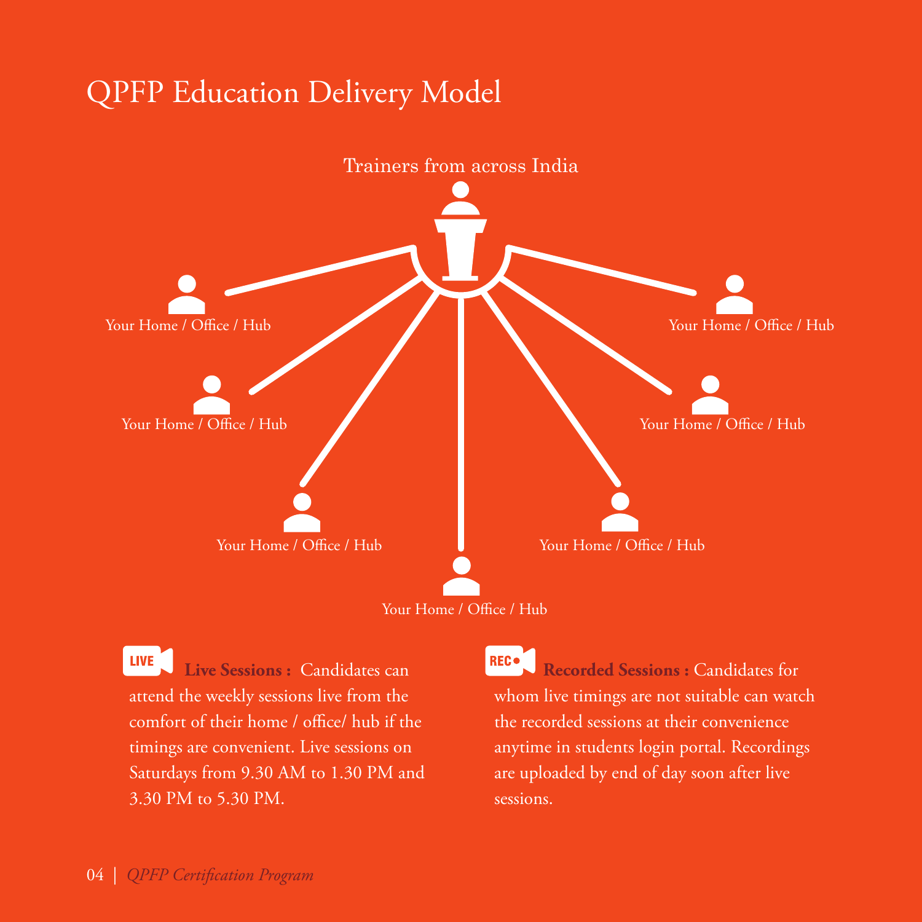# QPFP Education Delivery Model

Trainers from across India

Your Home / Office / Hub

Your Home / Office / Hub

Your Home / Office / Hub

Your Home / Office / Hub

Your Home / Office / Hub

Your Home / Office / Hub

Your Home / Office / Hub

LIVE **Live Sessions :** Candidates can attend the weekly sessions live from the comfort of their home / office/ hub if the timings are convenient. Live sessions on Saturdays from 9.30 AM to 1.30 PM and 3.30 PM to 5.30 PM.

REC **Recorded Sessions :** Candidates for whom live timings are not suitable can watch the recorded sessions at their convenience anytime in students login portal. Recordings are uploaded by end of day soon after live sessions.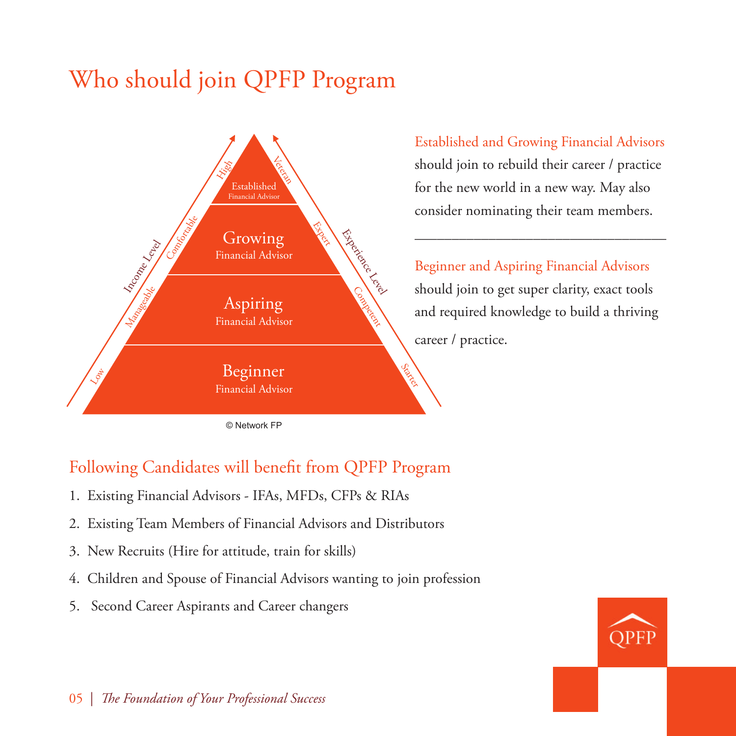# Who should join QPFP Program

Established Financial Advisor

Growing Financial Advisor

Aspiring Financial Advisor

Beginner Financial Advisor

Income Level: Low, Manageable, Comfortable, High

Experience Level: Starter, Competent, Expert, Veteran

© Network FP

**Established and Growing Financial Advisors** should join to rebuild their career / practice for the new world in a new way. May also consider nominating their team members.

---

**Beginner and Aspiring Financial Advisors** should join to get super clarity, exact tools and required knowledge to build a thriving career / practice.

## Following Candidates will benefit from QPFP Program

1. Existing Financial Advisors - IFAs, MFDs, CFPs & RIAs
2. Existing Team Members of Financial Advisors and Distributors
3. New Recruits (Hire for attitude, train for skills)
4. Children and Spouse of Financial Advisors wanting to join profession
5. Second Career Aspirants and Career changers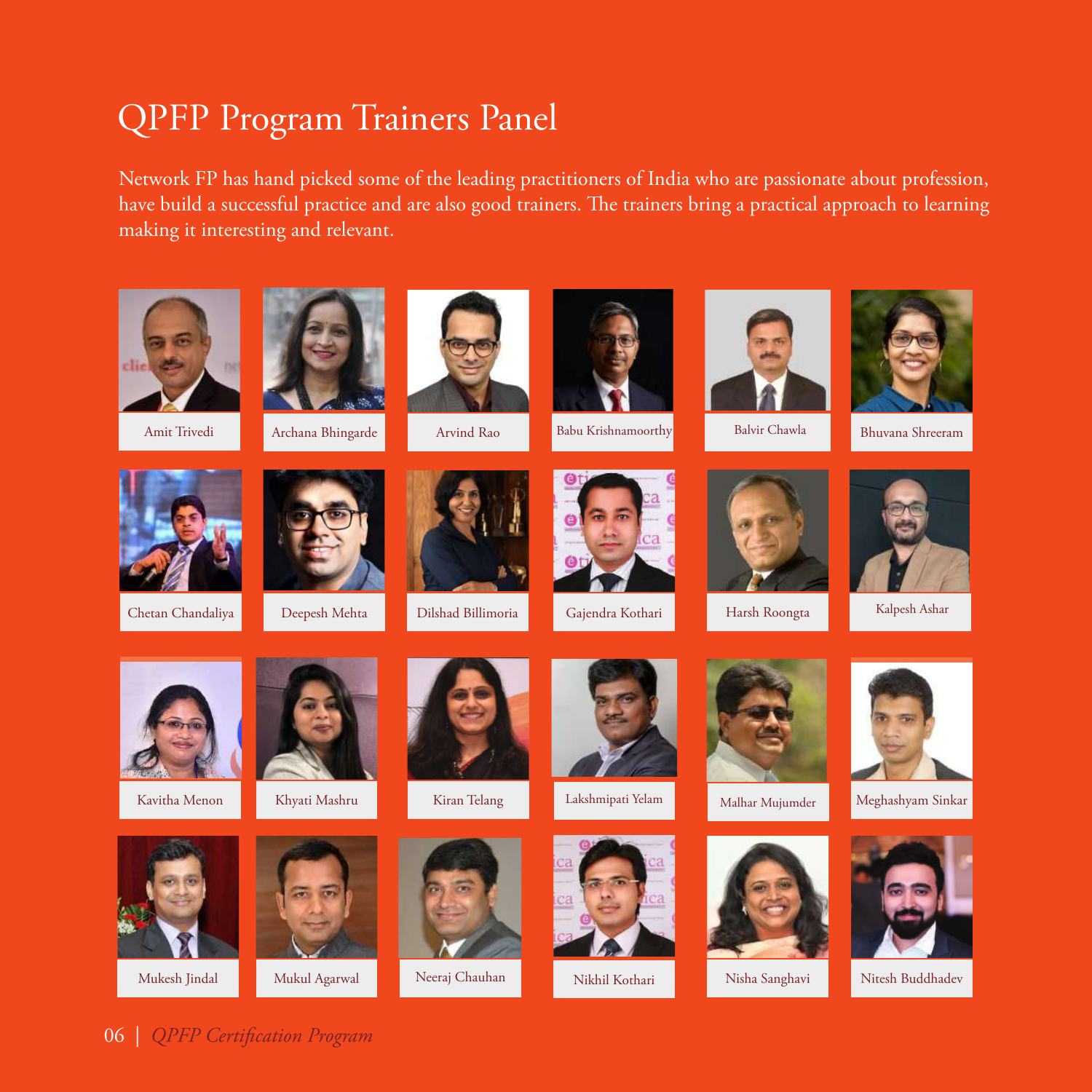# QPFP Program Trainers Panel

Network FP has hand picked some of the leading practitioners of India who are passionate about profession, have build a successful practice and are also good trainers. The trainers bring a practical approach to learning making it interesting and relevant.

Amit Trivedi

Archana Bhingarde

Arvind Rao

Babu Krishnamoorthy

Balvir Chawla

Bhuvana Shreeram

Chetan Chandaliya

Deepesh Mehta

Dilshad Billimoria

Gajendra Kothari

Harsh Roongta

Kalpesh Ashar

Kavitha Menon

Khyati Mashru

Kiran Telang

Lakshmipati Yelam

Malhar Mujumder

Meghashyam Sinkar

Mukesh Jindal

Mukul Agarwal

Neeraj Chauhan

Nikhil Kothari

Nisha Sanghavi

Nitesh Buddhadev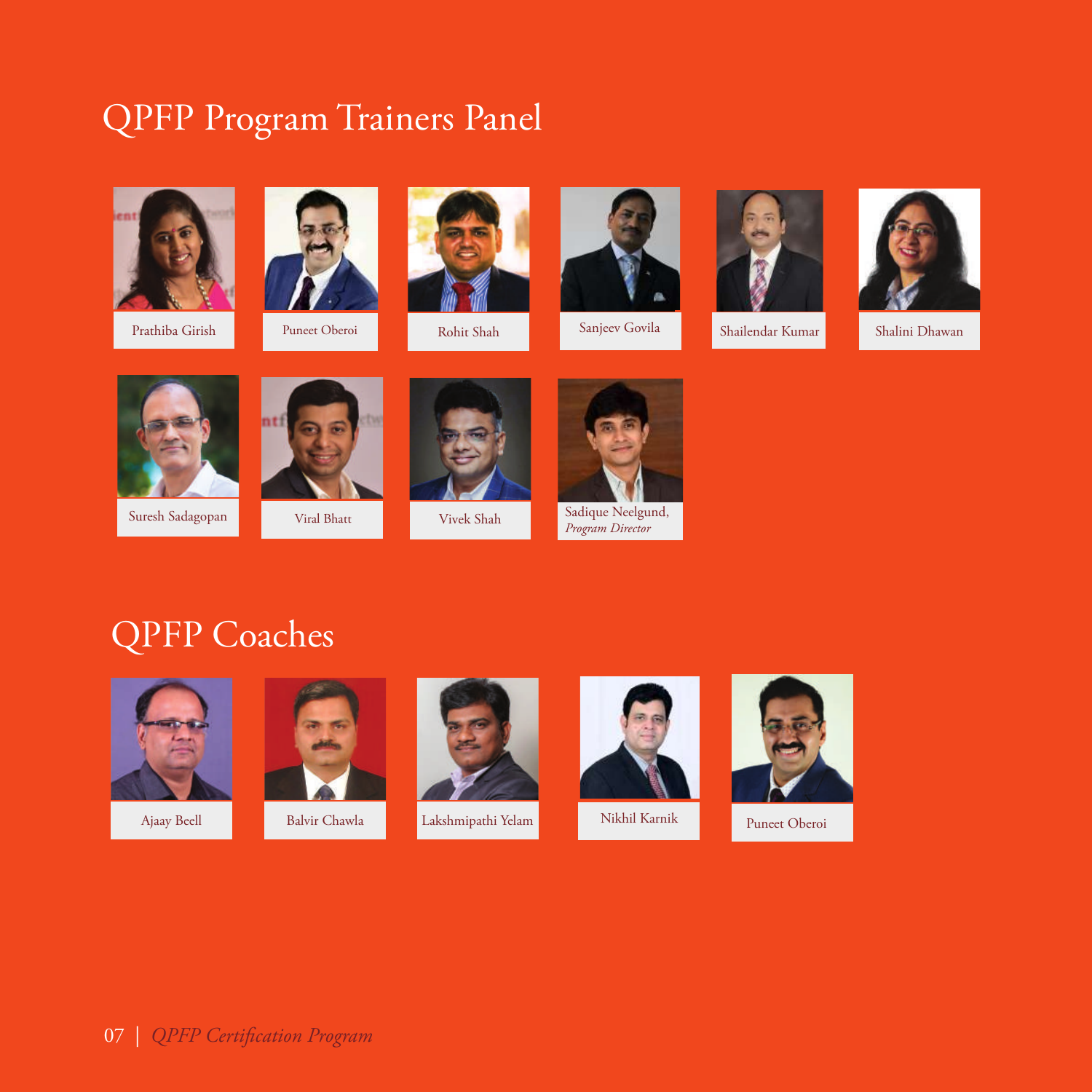# QPFP Program Trainers Panel

Prathiba Girish

Puneet Oberoi

Rohit Shah

Sanjeev Govila

Shailendar Kumar

Shalini Dhawan

Suresh Sadagopan

Viral Bhatt

Vivek Shah

Sadique Neelgund, *Program Director*

# QPFP Coaches

Ajaay Beell

Balvir Chawla

Lakshmipathi Yelam

Nikhil Karnik

Puneet Oberoi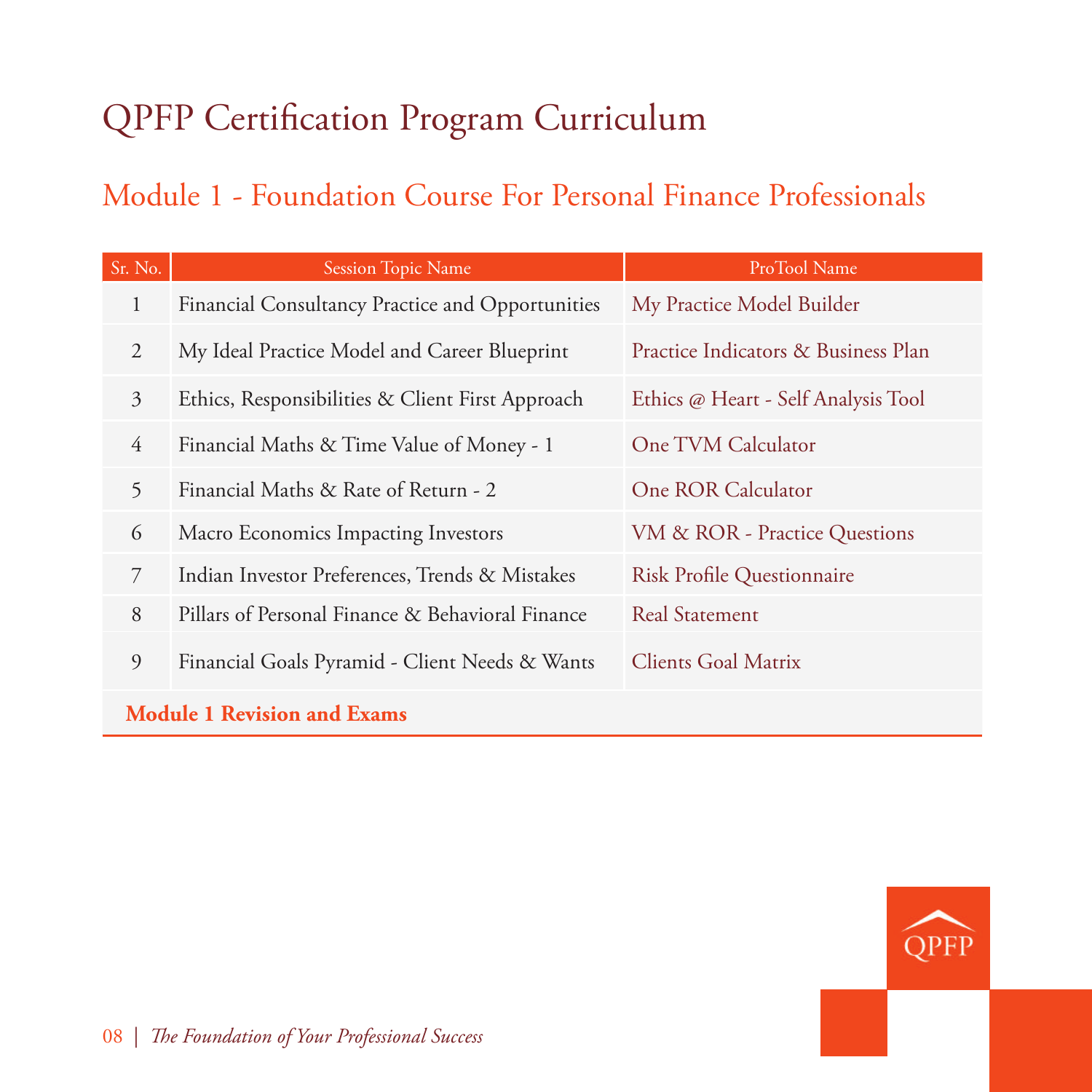# QPFP Certification Program Curriculum

## Module 1 - Foundation Course For Personal Finance Professionals

| Sr. No. | Session Topic Name | ProTool Name |
|---|---|---|
| 1 | Financial Consultancy Practice and Opportunities | My Practice Model Builder |
| 2 | My Ideal Practice Model and Career Blueprint | Practice Indicators & Business Plan |
| 3 | Ethics, Responsibilities & Client First Approach | Ethics @ Heart - Self Analysis Tool |
| 4 | Financial Maths & Time Value of Money - 1 | One TVM Calculator |
| 5 | Financial Maths & Rate of Return - 2 | One ROR Calculator |
| 6 | Macro Economics Impacting Investors | VM & ROR - Practice Questions |
| 7 | Indian Investor Preferences, Trends & Mistakes | Risk Profile Questionnaire |
| 8 | Pillars of Personal Finance & Behavioral Finance | Real Statement |
| 9 | Financial Goals Pyramid - Client Needs & Wants | Clients Goal Matrix |
| **Module 1 Revision and Exams** | | |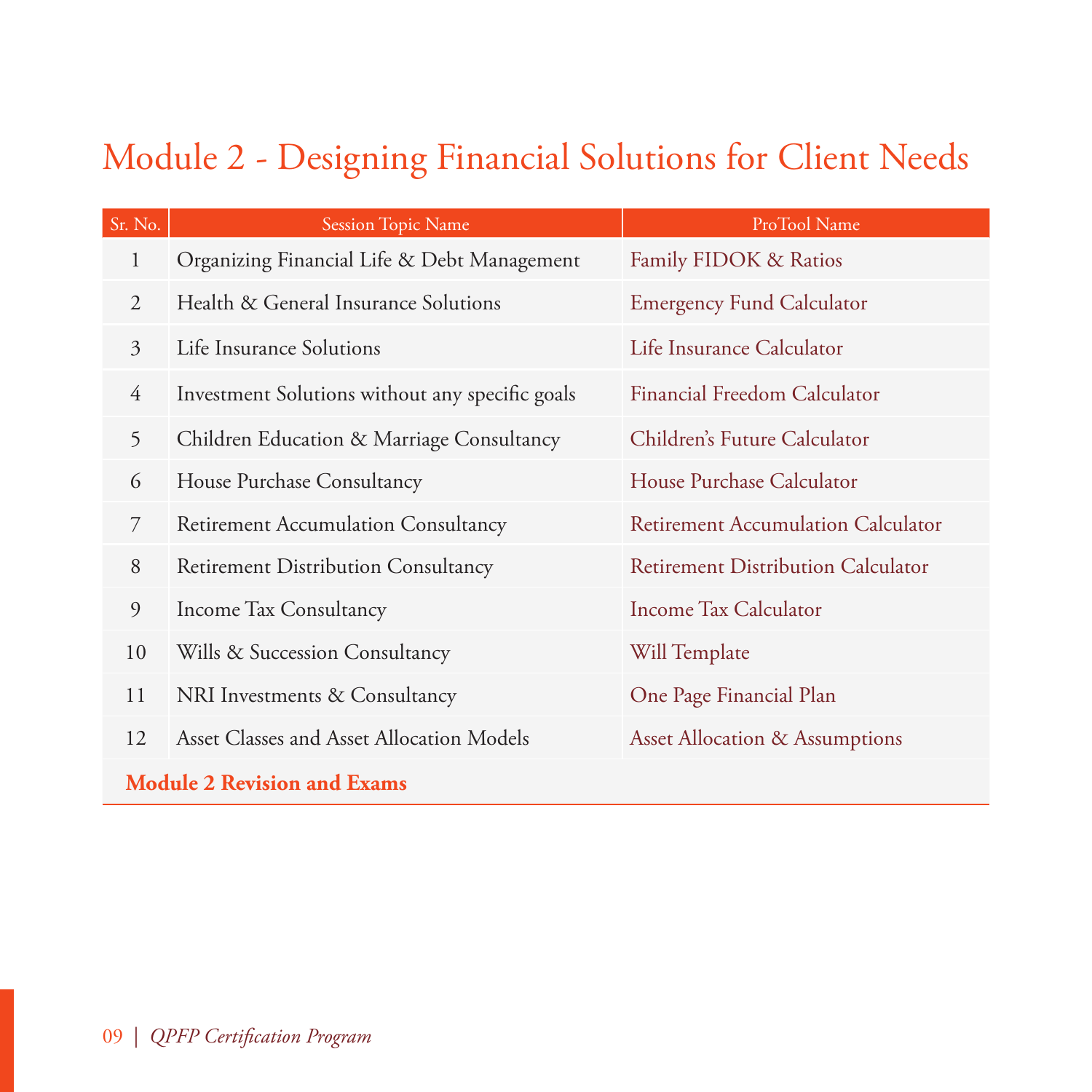# Module 2 - Designing Financial Solutions for Client Needs

| Sr. No. | Session Topic Name | ProTool Name |
|---|---|---|
| 1 | Organizing Financial Life & Debt Management | Family FIDOK & Ratios |
| 2 | Health & General Insurance Solutions | Emergency Fund Calculator |
| 3 | Life Insurance Solutions | Life Insurance Calculator |
| 4 | Investment Solutions without any specific goals | Financial Freedom Calculator |
| 5 | Children Education & Marriage Consultancy | Children's Future Calculator |
| 6 | House Purchase Consultancy | House Purchase Calculator |
| 7 | Retirement Accumulation Consultancy | Retirement Accumulation Calculator |
| 8 | Retirement Distribution Consultancy | Retirement Distribution Calculator |
| 9 | Income Tax Consultancy | Income Tax Calculator |
| 10 | Wills & Succession Consultancy | Will Template |
| 11 | NRI Investments & Consultancy | One Page Financial Plan |
| 12 | Asset Classes and Asset Allocation Models | Asset Allocation & Assumptions |
| **Module 2 Revision and Exams** | | |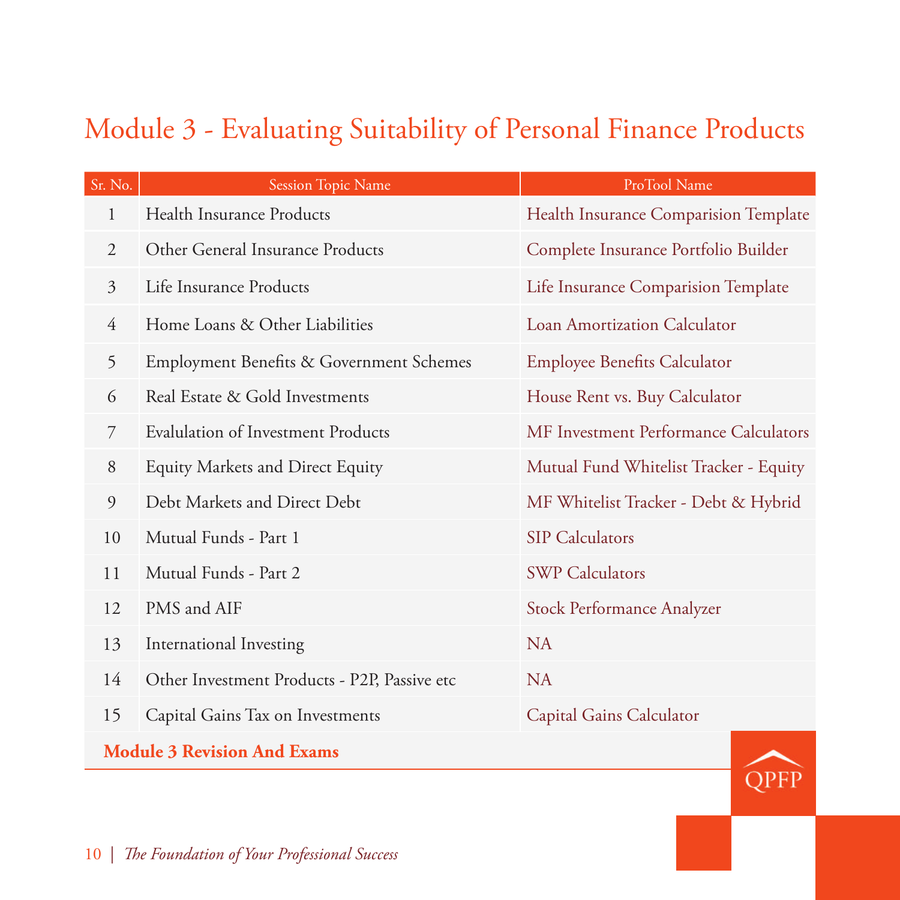# Module 3 - Evaluating Suitability of Personal Finance Products

| Sr. No. | Session Topic Name | ProTool Name |
|---|---|---|
| 1 | Health Insurance Products | Health Insurance Comparision Template |
| 2 | Other General Insurance Products | Complete Insurance Portfolio Builder |
| 3 | Life Insurance Products | Life Insurance Comparision Template |
| 4 | Home Loans & Other Liabilities | Loan Amortization Calculator |
| 5 | Employment Benefits & Government Schemes | Employee Benefits Calculator |
| 6 | Real Estate & Gold Investments | House Rent vs. Buy Calculator |
| 7 | Evalulation of Investment Products | MF Investment Performance Calculators |
| 8 | Equity Markets and Direct Equity | Mutual Fund Whitelist Tracker - Equity |
| 9 | Debt Markets and Direct Debt | MF Whitelist Tracker - Debt & Hybrid |
| 10 | Mutual Funds - Part 1 | SIP Calculators |
| 11 | Mutual Funds - Part 2 | SWP Calculators |
| 12 | PMS and AIF | Stock Performance Analyzer |
| 13 | International Investing | NA |
| 14 | Other Investment Products - P2P, Passive etc | NA |
| 15 | Capital Gains Tax on Investments | Capital Gains Calculator |

**Module 3 Revision And Exams**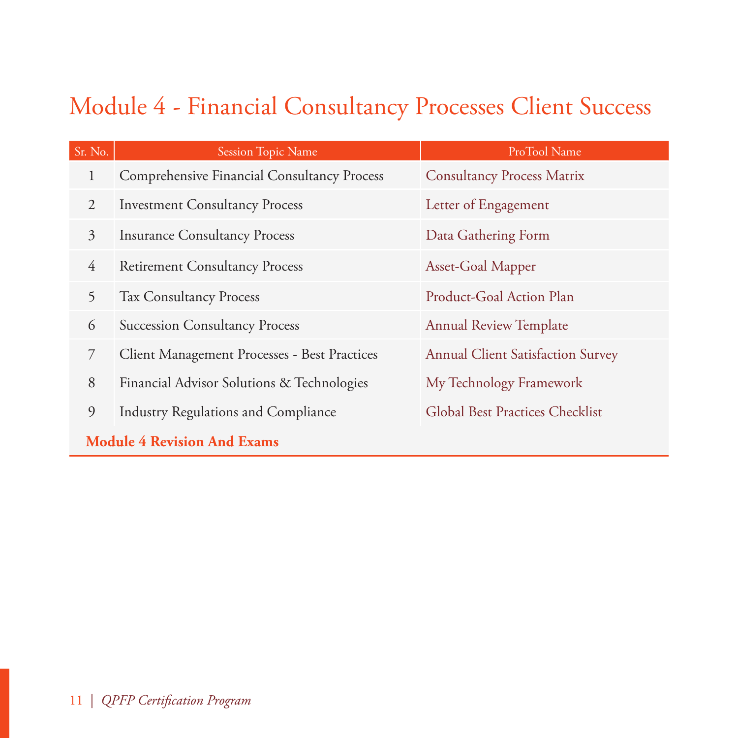# Module 4 - Financial Consultancy Processes Client Success

| Sr. No. | Session Topic Name | ProTool Name |
|---|---|---|
| 1 | Comprehensive Financial Consultancy Process | Consultancy Process Matrix |
| 2 | Investment Consultancy Process | Letter of Engagement |
| 3 | Insurance Consultancy Process | Data Gathering Form |
| 4 | Retirement Consultancy Process | Asset-Goal Mapper |
| 5 | Tax Consultancy Process | Product-Goal Action Plan |
| 6 | Succession Consultancy Process | Annual Review Template |
| 7 | Client Management Processes - Best Practices | Annual Client Satisfaction Survey |
| 8 | Financial Advisor Solutions & Technologies | My Technology Framework |
| 9 | Industry Regulations and Compliance | Global Best Practices Checklist |
| **Module 4 Revision And Exams** | | |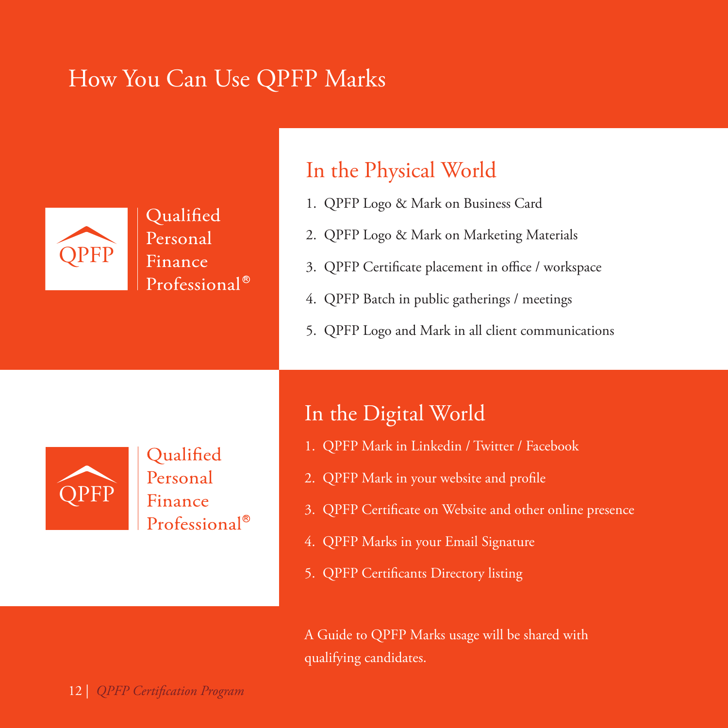# How You Can Use QPFP Marks

QPFP Qualified Personal Finance Professional®

## In the Physical World

1. QPFP Logo & Mark on Business Card
2. QPFP Logo & Mark on Marketing Materials
3. QPFP Certificate placement in office / workspace
4. QPFP Batch in public gatherings / meetings
5. QPFP Logo and Mark in all client communications

QPFP Qualified Personal Finance Professional®

## In the Digital World

1. QPFP Mark in Linkedin / Twitter / Facebook
2. QPFP Mark in your website and profile
3. QPFP Certificate on Website and other online presence
4. QPFP Marks in your Email Signature
5. QPFP Certificants Directory listing

A Guide to QPFP Marks usage will be shared with qualifying candidates.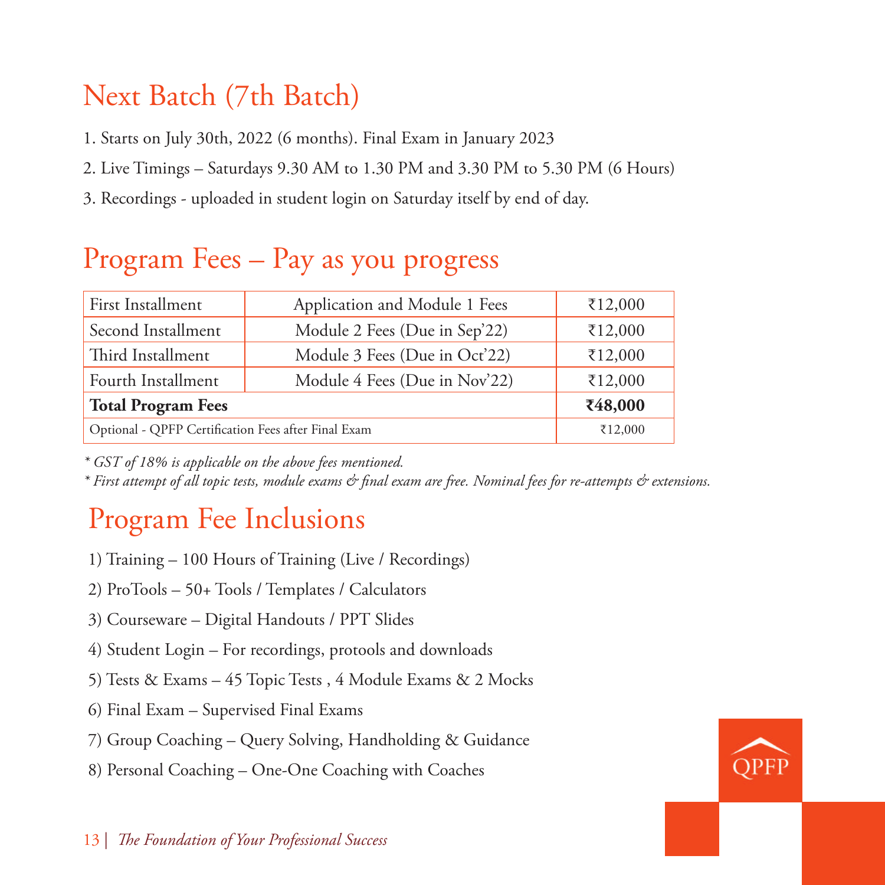## Next Batch (7th Batch)

1. Starts on July 30th, 2022 (6 months). Final Exam in January 2023
2. Live Timings – Saturdays 9.30 AM to 1.30 PM and 3.30 PM to 5.30 PM (6 Hours)
3. Recordings - uploaded in student login on Saturday itself by end of day.

## Program Fees – Pay as you progress

| First Installment | Application and Module 1 Fees | ₹12,000 |
|---|---|---|
| Second Installment | Module 2 Fees (Due in Sep'22) | ₹12,000 |
| Third Installment | Module 3 Fees (Due in Oct'22) | ₹12,000 |
| Fourth Installment | Module 4 Fees (Due in Nov'22) | ₹12,000 |
| **Total Program Fees** | | **₹48,000** |
| Optional - QPFP Certification Fees after Final Exam | | ₹12,000 |

*\* GST of 18% is applicable on the above fees mentioned.*

*\* First attempt of all topic tests, module exams & final exam are free. Nominal fees for re-attempts & extensions.*

## Program Fee Inclusions

1) Training – 100 Hours of Training (Live / Recordings)
2) ProTools – 50+ Tools / Templates / Calculators
3) Courseware – Digital Handouts / PPT Slides
4) Student Login – For recordings, protools and downloads
5) Tests & Exams – 45 Topic Tests , 4 Module Exams & 2 Mocks
6) Final Exam – Supervised Final Exams
7) Group Coaching – Query Solving, Handholding & Guidance
8) Personal Coaching – One-One Coaching with Coaches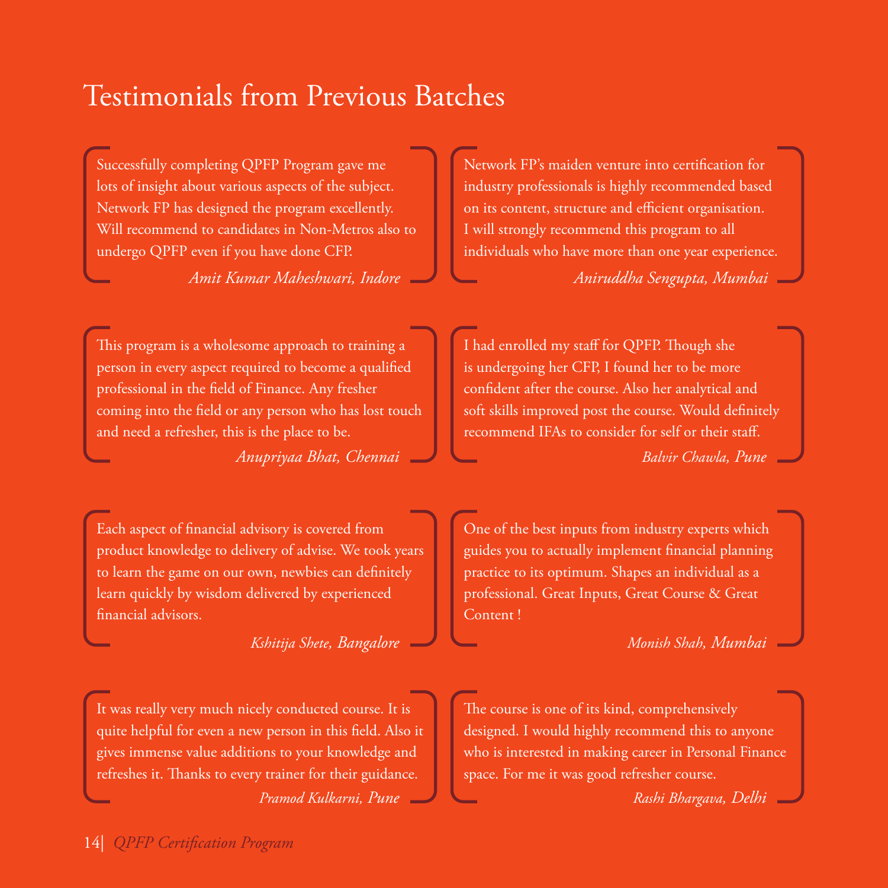# Testimonials from Previous Batches

Successfully completing QPFP Program gave me lots of insight about various aspects of the subject. Network FP has designed the program excellently. Will recommend to candidates in Non-Metros also to undergo QPFP even if you have done CFP.

*Amit Kumar Maheshwari, Indore*

Network FP's maiden venture into certification for industry professionals is highly recommended based on its content, structure and efficient organisation. I will strongly recommend this program to all individuals who have more than one year experience.

*Aniruddha Sengupta, Mumbai*

This program is a wholesome approach to training a person in every aspect required to become a qualified professional in the field of Finance. Any fresher coming into the field or any person who has lost touch and need a refresher, this is the place to be.

*Anupriyaa Bhat, Chennai*

I had enrolled my staff for QPFP. Though she is undergoing her CFP, I found her to be more confident after the course. Also her analytical and soft skills improved post the course. Would definitely recommend IFAs to consider for self or their staff.

*Balvir Chawla, Pune*

Each aspect of financial advisory is covered from product knowledge to delivery of advise. We took years to learn the game on our own, newbies can definitely learn quickly by wisdom delivered by experienced financial advisors.

*Kshitija Shete, Bangalore*

One of the best inputs from industry experts which guides you to actually implement financial planning practice to its optimum. Shapes an individual as a professional. Great Inputs, Great Course & Great Content !

*Monish Shah, Mumbai*

It was really very much nicely conducted course. It is quite helpful for even a new person in this field. Also it gives immense value additions to your knowledge and refreshes it. Thanks to every trainer for their guidance.

*Pramod Kulkarni, Pune*

The course is one of its kind, comprehensively designed. I would highly recommend this to anyone who is interested in making career in Personal Finance space. For me it was good refresher course.

*Rashi Bhargava, Delhi*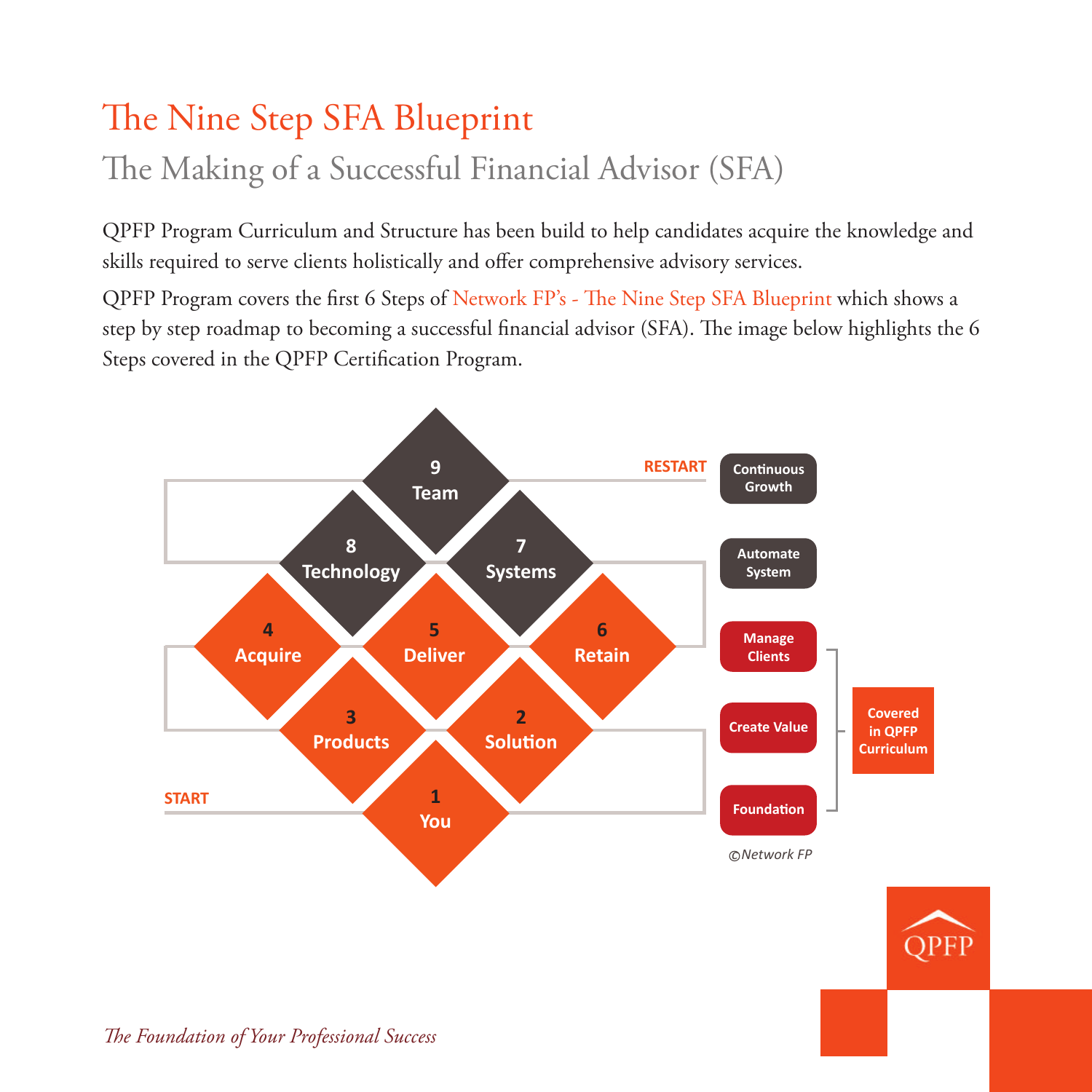# The Nine Step SFA Blueprint

## The Making of a Successful Financial Advisor (SFA)

QPFP Program Curriculum and Structure has been build to help candidates acquire the knowledge and skills required to serve clients holistically and offer comprehensive advisory services.

QPFP Program covers the first 6 Steps of Network FP's - The Nine Step SFA Blueprint which shows a step by step roadmap to becoming a successful financial advisor (SFA). The image below highlights the 6 Steps covered in the QPFP Certification Program.

RESTART

9 Team — Continuous Growth

8 Technology, 7 Systems — Automate System

4 Acquire, 5 Deliver, 6 Retain — Manage Clients

3 Products, 2 Solution — Create Value

START

1 You — Foundation

Covered in QPFP Curriculum (Steps 1–6)

©Network FP

*The Foundation of Your Professional Success*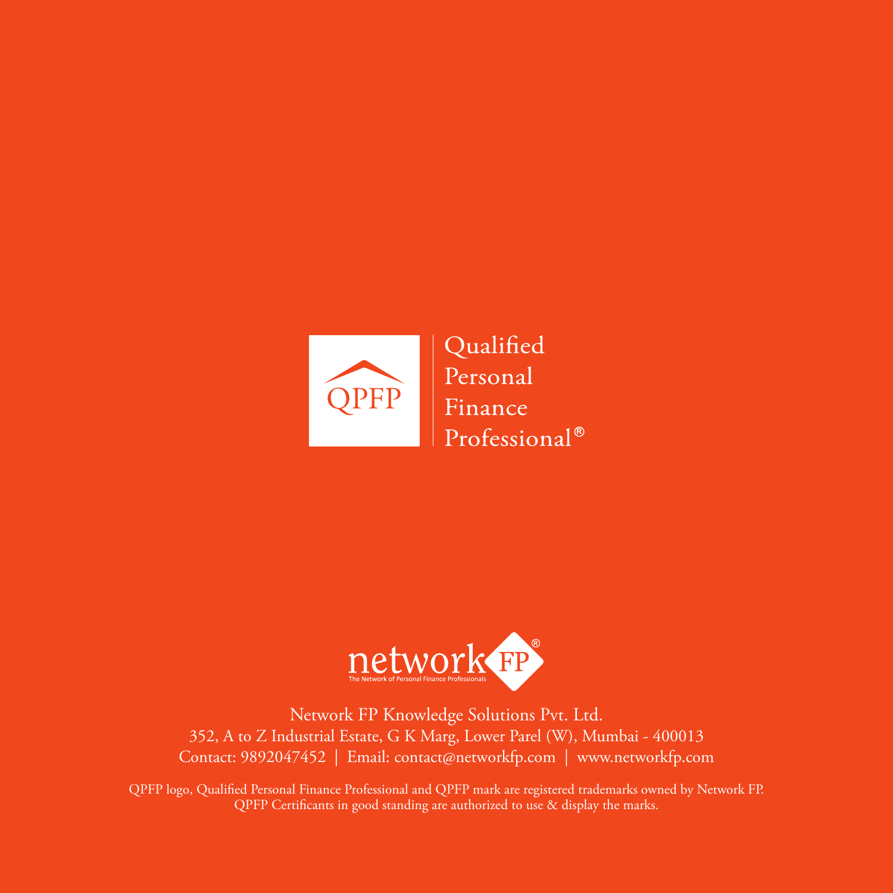QPFP

Qualified
Personal
Finance
Professional®

network FP®

The Network of Personal Finance Professionals

Network FP Knowledge Solutions Pvt. Ltd.
352, A to Z Industrial Estate, G K Marg, Lower Parel (W), Mumbai - 400013
Contact: 9892047452 | Email: contact@networkfp.com | www.networkfp.com

QPFP logo, Qualified Personal Finance Professional and QPFP mark are registered trademarks owned by Network FP.
QPFP Certificants in good standing are authorized to use & display the marks.